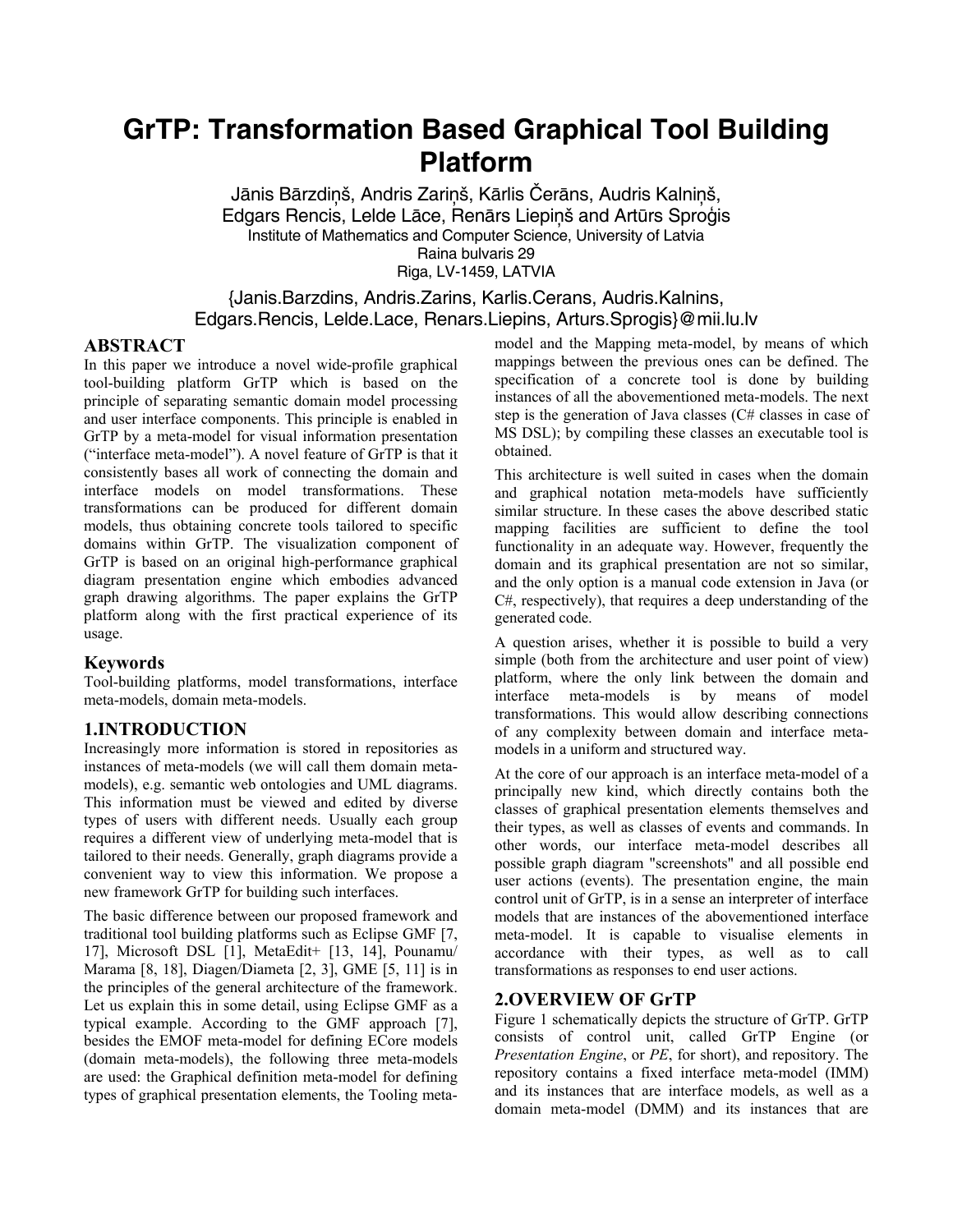# GrTP: Transformation Based Graphical Tool Building Platform

Jānis Bārzdiņš, Andris Zariņš, Kārlis Čerāns, Audris Kalniņš, Edgars Rencis, Lelde Lāce, Renārs Liepiņš and Artūrs Sproģis

Institute of Mathematics and Computer Science, University of Latvia
Raina bulvaris 29
Riga, LV-1459, LATVIA

{Janis.Barzdins, Andris.Zarins, Karlis.Cerans, Audris.Kalnins, Edgars.Rencis, Lelde.Lace, Renars.Liepins, Arturs.Sprogis}@mii.lu.lv

## ABSTRACT

In this paper we introduce a novel wide-profile graphical tool-building platform GrTP which is based on the principle of separating semantic domain model processing and user interface components. This principle is enabled in GrTP by a meta-model for visual information presentation ("interface meta-model"). A novel feature of GrTP is that it consistently bases all work of connecting the domain and interface models on model transformations. These transformations can be produced for different domain models, thus obtaining concrete tools tailored to specific domains within GrTP. The visualization component of GrTP is based on an original high-performance graphical diagram presentation engine which embodies advanced graph drawing algorithms. The paper explains the GrTP platform along with the first practical experience of its usage.

### Keywords

Tool-building platforms, model transformations, interface meta-models, domain meta-models.

## 1.INTRODUCTION

Increasingly more information is stored in repositories as instances of meta-models (we will call them domain meta-models), e.g. semantic web ontologies and UML diagrams. This information must be viewed and edited by diverse types of users with different needs. Usually each group requires a different view of underlying meta-model that is tailored to their needs. Generally, graph diagrams provide a convenient way to view this information. We propose a new framework GrTP for building such interfaces.

The basic difference between our proposed framework and traditional tool building platforms such as Eclipse GMF [7, 17], Microsoft DSL [1], MetaEdit+ [13, 14], Pounamu/ Marama [8, 18], Diagen/Diameta [2, 3], GME [5, 11] is in the principles of the general architecture of the framework. Let us explain this in some detail, using Eclipse GMF as a typical example. According to the GMF approach [7], besides the EMOF meta-model for defining ECore models (domain meta-models), the following three meta-models are used: the Graphical definition meta-model for defining types of graphical presentation elements, the Tooling meta-model and the Mapping meta-model, by means of which mappings between the previous ones can be defined. The specification of a concrete tool is done by building instances of all the abovementioned meta-models. The next step is the generation of Java classes (C# classes in case of MS DSL); by compiling these classes an executable tool is obtained.

This architecture is well suited in cases when the domain and graphical notation meta-models have sufficiently similar structure. In these cases the above described static mapping facilities are sufficient to define the tool functionality in an adequate way. However, frequently the domain and its graphical presentation are not so similar, and the only option is a manual code extension in Java (or C#, respectively), that requires a deep understanding of the generated code.

A question arises, whether it is possible to build a very simple (both from the architecture and user point of view) platform, where the only link between the domain and interface meta-models is by means of model transformations. This would allow describing connections of any complexity between domain and interface meta-models in a uniform and structured way.

At the core of our approach is an interface meta-model of a principally new kind, which directly contains both the classes of graphical presentation elements themselves and their types, as well as classes of events and commands. In other words, our interface meta-model describes all possible graph diagram "screenshots" and all possible end user actions (events). The presentation engine, the main control unit of GrTP, is in a sense an interpreter of interface models that are instances of the abovementioned interface meta-model. It is capable to visualise elements in accordance with their types, as well as to call transformations as responses to end user actions.

## 2.OVERVIEW OF GrTP

Figure 1 schematically depicts the structure of GrTP. GrTP consists of control unit, called GrTP Engine (or *Presentation Engine*, or *PE*, for short), and repository. The repository contains a fixed interface meta-model (IMM) and its instances that are interface models, as well as a domain meta-model (DMM) and its instances that are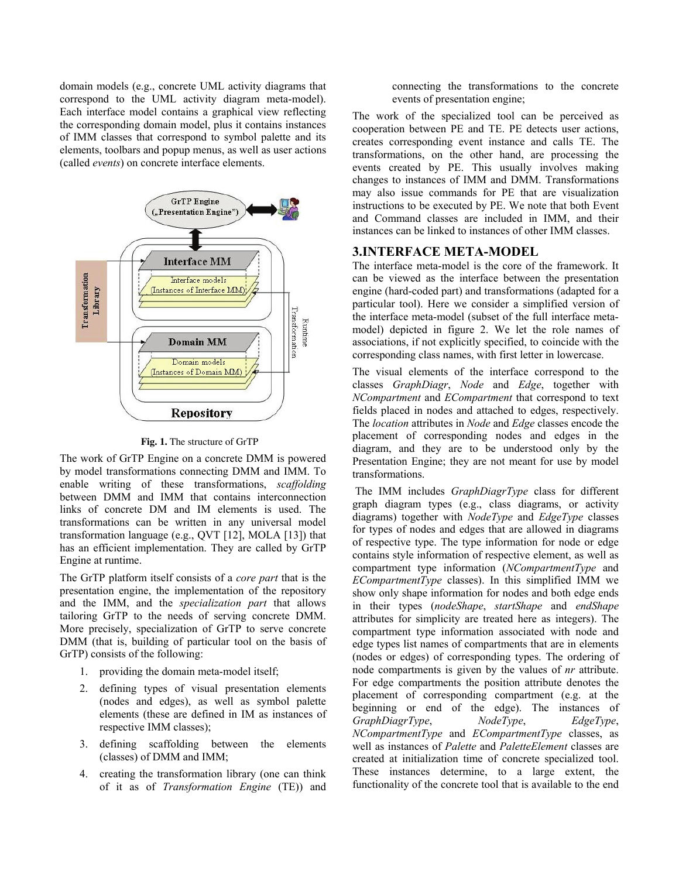domain models (e.g., concrete UML activity diagrams that correspond to the UML activity diagram meta-model). Each interface model contains a graphical view reflecting the corresponding domain model, plus it contains instances of IMM classes that correspond to symbol palette and its elements, toolbars and popup menus, as well as user actions (called *events*) on concrete interface elements.

**Fig. 1.** The structure of GrTP

The work of GrTP Engine on a concrete DMM is powered by model transformations connecting DMM and IMM. To enable writing of these transformations, *scaffolding* between DMM and IMM that contains interconnection links of concrete DM and IM elements is used. The transformations can be written in any universal model transformation language (e.g., QVT [12], MOLA [13]) that has an efficient implementation. They are called by GrTP Engine at runtime.

The GrTP platform itself consists of a *core part* that is the presentation engine, the implementation of the repository and the IMM, and the *specialization part* that allows tailoring GrTP to the needs of serving concrete DMM. More precisely, specialization of GrTP to serve concrete DMM (that is, building of particular tool on the basis of GrTP) consists of the following:

1. providing the domain meta-model itself;
2. defining types of visual presentation elements (nodes and edges), as well as symbol palette elements (these are defined in IM as instances of respective IMM classes);
3. defining scaffolding between the elements (classes) of DMM and IMM;
4. creating the transformation library (one can think of it as of *Transformation Engine* (TE)) and connecting the transformations to the concrete events of presentation engine;

The work of the specialized tool can be perceived as cooperation between PE and TE. PE detects user actions, creates corresponding event instance and calls TE. The transformations, on the other hand, are processing the events created by PE. This usually involves making changes to instances of IMM and DMM. Transformations may also issue commands for PE that are visualization instructions to be executed by PE. We note that both Event and Command classes are included in IMM, and their instances can be linked to instances of other IMM classes.

## 3.INTERFACE META-MODEL

The interface meta-model is the core of the framework. It can be viewed as the interface between the presentation engine (hard-coded part) and transformations (adapted for a particular tool). Here we consider a simplified version of the interface meta-model (subset of the full interface meta-model) depicted in figure 2. We let the role names of associations, if not explicitly specified, to coincide with the corresponding class names, with first letter in lowercase.

The visual elements of the interface correspond to the classes *GraphDiagr*, *Node* and *Edge*, together with *NCompartment* and *ECompartment* that correspond to text fields placed in nodes and attached to edges, respectively. The *location* attributes in *Node* and *Edge* classes encode the placement of corresponding nodes and edges in the diagram, and they are to be understood only by the Presentation Engine; they are not meant for use by model transformations.

The IMM includes *GraphDiagrType* class for different graph diagram types (e.g., class diagrams, or activity diagrams) together with *NodeType* and *EdgeType* classes for types of nodes and edges that are allowed in diagrams of respective type. The type information for node or edge contains style information of respective element, as well as compartment type information (*NCompartmentType* and *ECompartmentType* classes). In this simplified IMM we show only shape information for nodes and both edge ends in their types (*nodeShape*, *startShape* and *endShape* attributes for simplicity are treated here as integers). The compartment type information associated with node and edge types list names of compartments that are in elements (nodes or edges) of corresponding types. The ordering of node compartments is given by the values of *nr* attribute. For edge compartments the position attribute denotes the placement of corresponding compartment (e.g. at the beginning or end of the edge). The instances of *GraphDiagrType*, *NodeType*, *EdgeType*, *NCompartmentType* and *ECompartmentType* classes, as well as instances of *Palette* and *PaletteElement* classes are created at initialization time of concrete specialized tool. These instances determine, to a large extent, the functionality of the concrete tool that is available to the end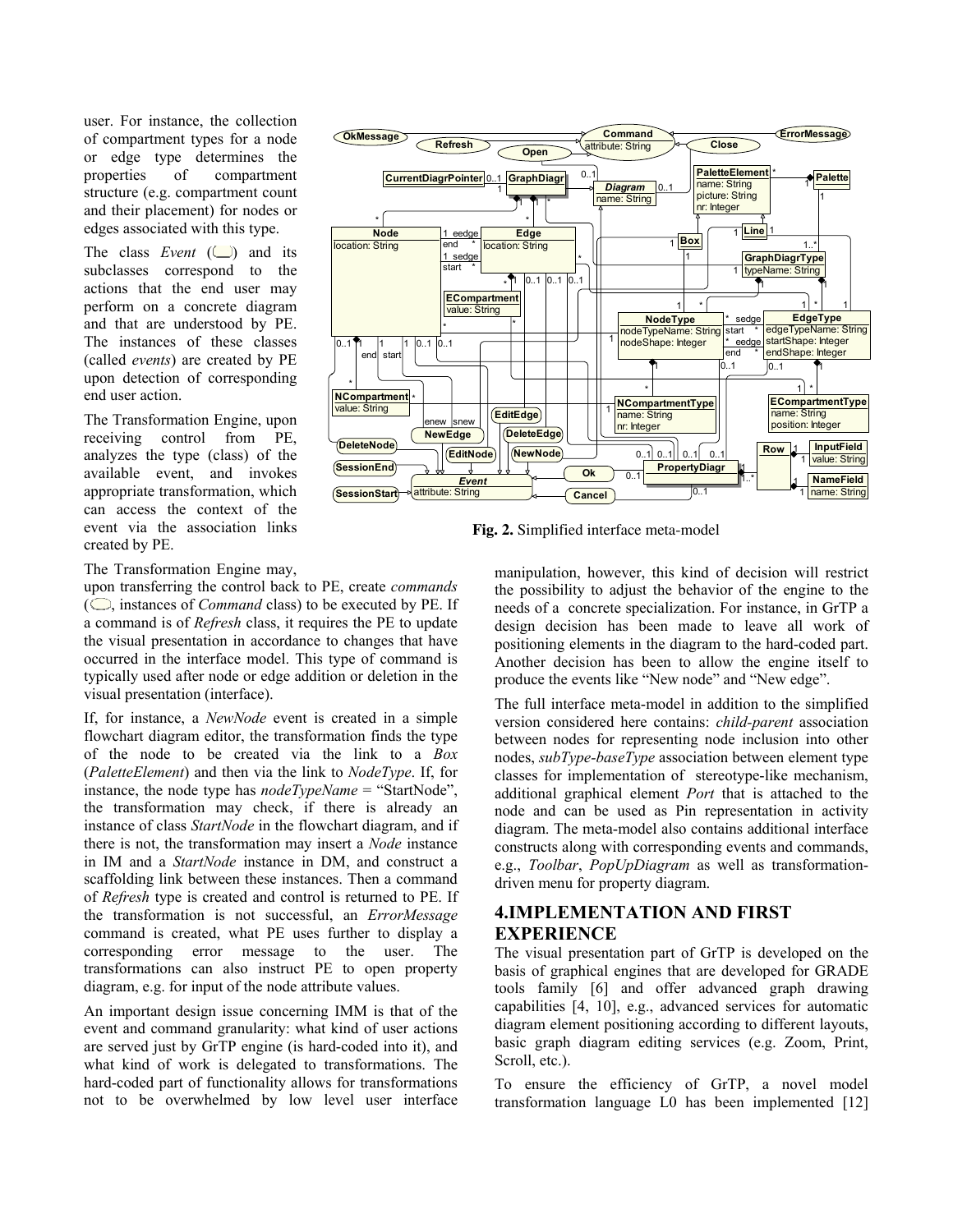user. For instance, the collection of compartment types for a node or edge type determines the properties of compartment structure (e.g. compartment count and their placement) for nodes or edges associated with this type.

The class *Event* (▭) and its subclasses correspond to the actions that the end user may perform on a concrete diagram and that are understood by PE. The instances of these classes (called *events*) are created by PE upon detection of corresponding end user action.

The Transformation Engine, upon receiving control from PE, analyzes the type (class) of the available event, and invokes appropriate transformation, which can access the context of the event via the association links created by PE.

Fig. 2. Simplified interface meta-model

The Transformation Engine may, upon transferring the control back to PE, create *commands* (⬭, instances of *Command* class) to be executed by PE. If a command is of *Refresh* class, it requires the PE to update the visual presentation in accordance to changes that have occurred in the interface model. This type of command is typically used after node or edge addition or deletion in the visual presentation (interface).

If, for instance, a *NewNode* event is created in a simple flowchart diagram editor, the transformation finds the type of the node to be created via the link to a *Box* (*PaletteElement*) and then via the link to *NodeType*. If, for instance, the node type has *nodeTypeName* = "StartNode", the transformation may check, if there is already an instance of class *StartNode* in the flowchart diagram, and if there is not, the transformation may insert a *Node* instance in IM and a *StartNode* instance in DM, and construct a scaffolding link between these instances. Then a command of *Refresh* type is created and control is returned to PE. If the transformation is not successful, an *ErrorMessage* command is created, what PE uses further to display a corresponding error message to the user. The transformations can also instruct PE to open property diagram, e.g. for input of the node attribute values.

An important design issue concerning IMM is that of the event and command granularity: what kind of user actions are served just by GrTP engine (is hard-coded into it), and what kind of work is delegated to transformations. The hard-coded part of functionality allows for transformations not to be overwhelmed by low level user interface manipulation, however, this kind of decision will restrict the possibility to adjust the behavior of the engine to the needs of a concrete specialization. For instance, in GrTP a design decision has been made to leave all work of positioning elements in the diagram to the hard-coded part. Another decision has been to allow the engine itself to produce the events like "New node" and "New edge".

The full interface meta-model in addition to the simplified version considered here contains: *child-parent* association between nodes for representing node inclusion into other nodes, *subType-baseType* association between element type classes for implementation of stereotype-like mechanism, additional graphical element *Port* that is attached to the node and can be used as Pin representation in activity diagram. The meta-model also contains additional interface constructs along with corresponding events and commands, e.g., *Toolbar*, *PopUpDiagram* as well as transformation-driven menu for property diagram.

## 4. IMPLEMENTATION AND FIRST EXPERIENCE

The visual presentation part of GrTP is developed on the basis of graphical engines that are developed for GRADE tools family [6] and offer advanced graph drawing capabilities [4, 10], e.g., advanced services for automatic diagram element positioning according to different layouts, basic graph diagram editing services (e.g. Zoom, Print, Scroll, etc.).

To ensure the efficiency of GrTP, a novel model transformation language L0 has been implemented [12]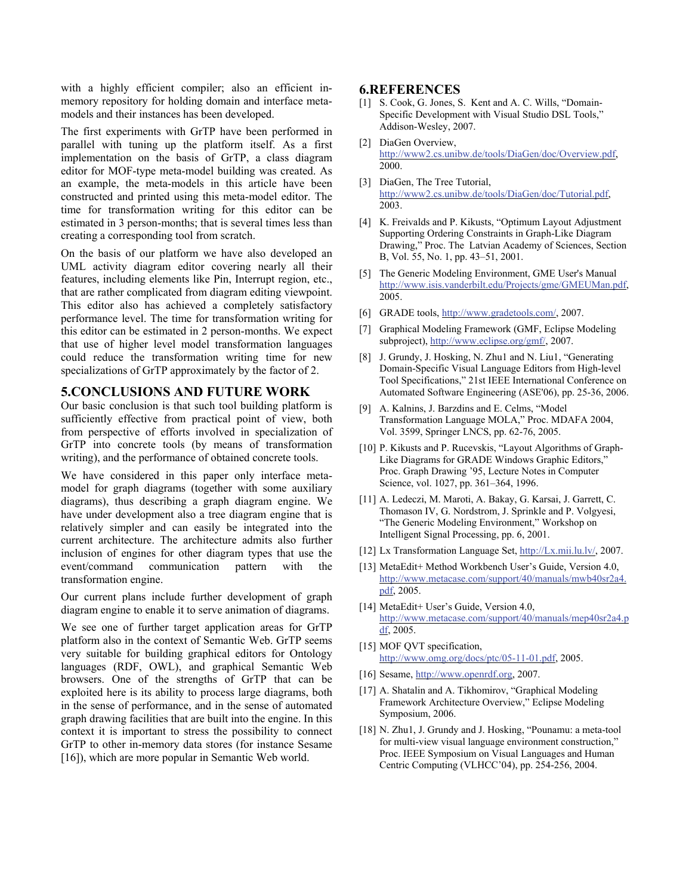with a highly efficient compiler; also an efficient in-memory repository for holding domain and interface meta-models and their instances has been developed.

The first experiments with GrTP have been performed in parallel with tuning up the platform itself. As a first implementation on the basis of GrTP, a class diagram editor for MOF-type meta-model building was created. As an example, the meta-models in this article have been constructed and printed using this meta-model editor. The time for transformation writing for this editor can be estimated in 3 person-months; that is several times less than creating a corresponding tool from scratch.

On the basis of our platform we have also developed an UML activity diagram editor covering nearly all their features, including elements like Pin, Interrupt region, etc., that are rather complicated from diagram editing viewpoint. This editor also has achieved a completely satisfactory performance level. The time for transformation writing for this editor can be estimated in 2 person-months. We expect that use of higher level model transformation languages could reduce the transformation writing time for new specializations of GrTP approximately by the factor of 2.

## 5.CONCLUSIONS AND FUTURE WORK

Our basic conclusion is that such tool building platform is sufficiently effective from practical point of view, both from perspective of efforts involved in specialization of GrTP into concrete tools (by means of transformation writing), and the performance of obtained concrete tools.

We have considered in this paper only interface meta-model for graph diagrams (together with some auxiliary diagrams), thus describing a graph diagram engine. We have under development also a tree diagram engine that is relatively simpler and can easily be integrated into the current architecture. The architecture admits also further inclusion of engines for other diagram types that use the event/command communication pattern with the transformation engine.

Our current plans include further development of graph diagram engine to enable it to serve animation of diagrams.

We see one of further target application areas for GrTP platform also in the context of Semantic Web. GrTP seems very suitable for building graphical editors for Ontology languages (RDF, OWL), and graphical Semantic Web browsers. One of the strengths of GrTP that can be exploited here is its ability to process large diagrams, both in the sense of performance, and in the sense of automated graph drawing facilities that are built into the engine. In this context it is important to stress the possibility to connect GrTP to other in-memory data stores (for instance Sesame [16]), which are more popular in Semantic Web world.

## 6.REFERENCES

[1] S. Cook, G. Jones, S. Kent and A. C. Wills, "Domain-Specific Development with Visual Studio DSL Tools," Addison-Wesley, 2007.

[2] DiaGen Overview, http://www2.cs.unibw.de/tools/DiaGen/doc/Overview.pdf, 2000.

[3] DiaGen, The Tree Tutorial, http://www2.cs.unibw.de/tools/DiaGen/doc/Tutorial.pdf, 2003.

[4] K. Freivalds and P. Kikusts, "Optimum Layout Adjustment Supporting Ordering Constraints in Graph-Like Diagram Drawing," Proc. The Latvian Academy of Sciences, Section B, Vol. 55, No. 1, pp. 43–51, 2001.

[5] The Generic Modeling Environment, GME User's Manual http://www.isis.vanderbilt.edu/Projects/gme/GMEUMan.pdf, 2005.

[6] GRADE tools, http://www.gradetools.com/, 2007.

[7] Graphical Modeling Framework (GMF, Eclipse Modeling subproject), http://www.eclipse.org/gmf/, 2007.

[8] J. Grundy, J. Hosking, N. Zhu1 and N. Liu1, "Generating Domain-Specific Visual Language Editors from High-level Tool Specifications," 21st IEEE International Conference on Automated Software Engineering (ASE'06), pp. 25-36, 2006.

[9] A. Kalnins, J. Barzdins and E. Celms, "Model Transformation Language MOLA," Proc. MDAFA 2004, Vol. 3599, Springer LNCS, pp. 62-76, 2005.

[10] P. Kikusts and P. Rucevskis, "Layout Algorithms of Graph-Like Diagrams for GRADE Windows Graphic Editors," Proc. Graph Drawing '95, Lecture Notes in Computer Science, vol. 1027, pp. 361–364, 1996.

[11] A. Ledeczi, M. Maroti, A. Bakay, G. Karsai, J. Garrett, C. Thomason IV, G. Nordstrom, J. Sprinkle and P. Volgyesi, "The Generic Modeling Environment," Workshop on Intelligent Signal Processing, pp. 6, 2001.

[12] Lx Transformation Language Set, http://Lx.mii.lu.lv/, 2007.

[13] MetaEdit+ Method Workbench User's Guide, Version 4.0, http://www.metacase.com/support/40/manuals/mwb40sr2a4.pdf, 2005.

[14] MetaEdit+ User's Guide, Version 4.0, http://www.metacase.com/support/40/manuals/mep40sr2a4.pdf, 2005.

[15] MOF QVT specification, http://www.omg.org/docs/ptc/05-11-01.pdf, 2005.

[16] Sesame, http://www.openrdf.org, 2007.

[17] A. Shatalin and A. Tikhomirov, "Graphical Modeling Framework Architecture Overview," Eclipse Modeling Symposium, 2006.

[18] N. Zhu1, J. Grundy and J. Hosking, "Pounamu: a meta-tool for multi-view visual language environment construction," Proc. IEEE Symposium on Visual Languages and Human Centric Computing (VLHCC'04), pp. 254-256, 2004.